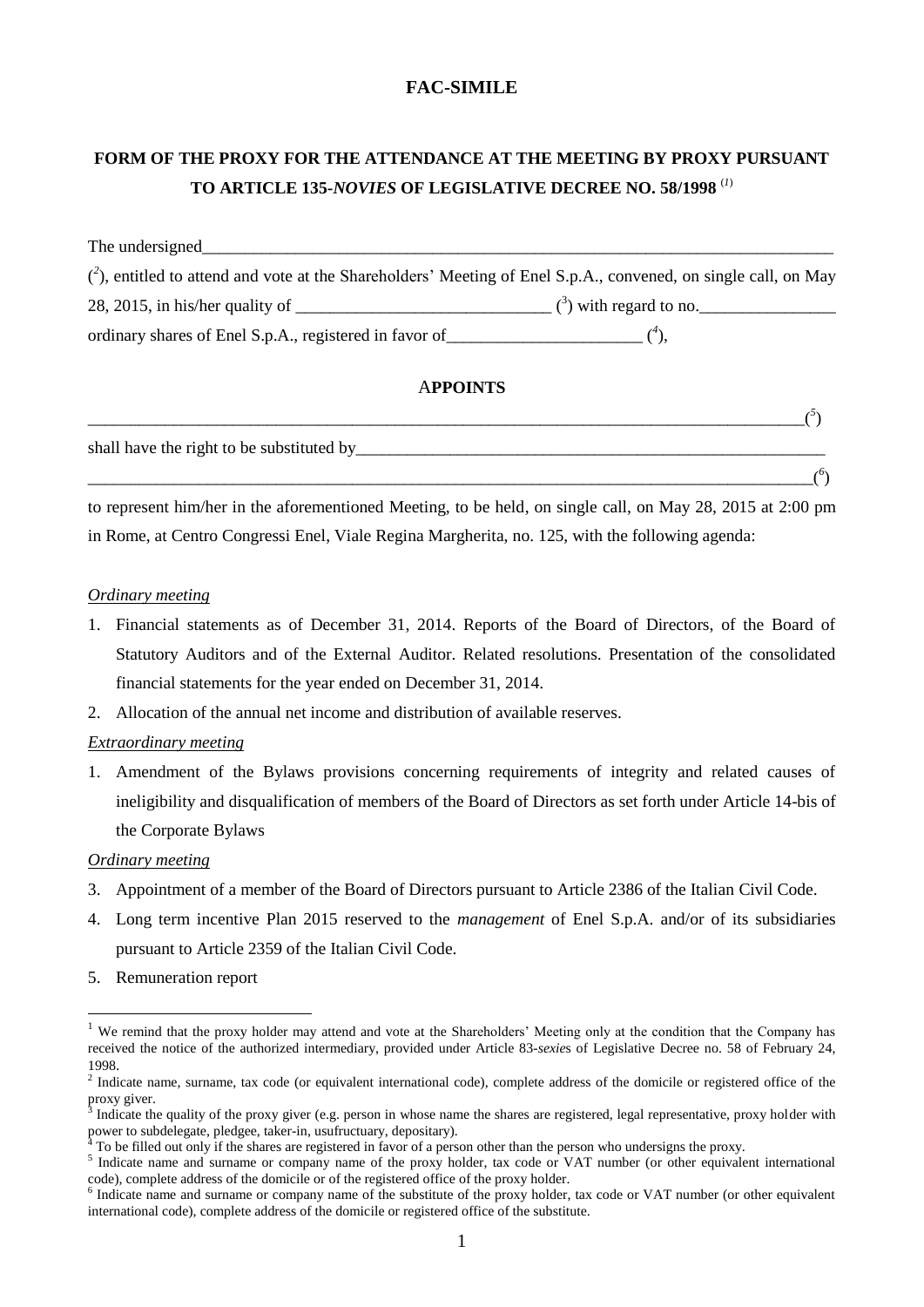# FAC-SIMILE

## FORM OF THE PROXY FOR THE ATTENDANCE AT THE MEETING BY PROXY PURSUANT TO ARTICLE 135-*NOVIES* OF LEGISLATIVE DECREE NO. 58/1998 ([1])

The undersigned\_\_\_\_\_\_\_\_\_\_\_\_\_\_\_\_\_\_\_\_\_\_\_\_\_\_\_\_\_\_\_\_\_\_\_\_\_\_\_\_\_\_\_\_\_\_\_\_\_\_\_\_\_\_\_\_\_\_\_\_\_\_\_\_\_\_ ([2]), entitled to attend and vote at the Shareholders' Meeting of Enel S.p.A., convened, on single call, on May 28, 2015, in his/her quality of \_\_\_\_\_\_\_\_\_\_\_\_\_\_\_\_\_\_\_\_\_\_\_\_\_\_\_\_ ([3]) with regard to no.\_\_\_\_\_\_\_\_\_\_\_\_\_\_\_ ordinary shares of Enel S.p.A., registered in favor of\_\_\_\_\_\_\_\_\_\_\_\_\_\_\_\_\_\_\_\_\_\_ ([4]),

### APPOINTS

\_\_\_\_\_\_\_\_\_\_\_\_\_\_\_\_\_\_\_\_\_\_\_\_\_\_\_\_\_\_\_\_\_\_\_\_\_\_\_\_\_\_\_\_\_\_\_\_\_\_\_\_\_\_\_\_\_\_\_\_\_\_\_\_\_\_\_\_\_\_\_\_\_\_\_\_\_\_\_\_ ([5])

shall have the right to be substituted by\_\_\_\_\_\_\_\_\_\_\_\_\_\_\_\_\_\_\_\_\_\_\_\_\_\_\_\_\_\_\_\_\_\_\_\_\_\_\_\_\_\_\_\_\_\_\_\_\_\_\_\_

\_\_\_\_\_\_\_\_\_\_\_\_\_\_\_\_\_\_\_\_\_\_\_\_\_\_\_\_\_\_\_\_\_\_\_\_\_\_\_\_\_\_\_\_\_\_\_\_\_\_\_\_\_\_\_\_\_\_\_\_\_\_\_\_\_\_\_\_\_\_\_\_\_\_\_\_\_\_\_\_ ([6])

to represent him/her in the aforementioned Meeting, to be held, on single call, on May 28, 2015 at 2:00 pm in Rome, at Centro Congressi Enel, Viale Regina Margherita, no. 125, with the following agenda:

*Ordinary meeting*

1. Financial statements as of December 31, 2014. Reports of the Board of Directors, of the Board of Statutory Auditors and of the External Auditor. Related resolutions. Presentation of the consolidated financial statements for the year ended on December 31, 2014.
2. Allocation of the annual net income and distribution of available reserves.

*Extraordinary meeting*

1. Amendment of the Bylaws provisions concerning requirements of integrity and related causes of ineligibility and disqualification of members of the Board of Directors as set forth under Article 14-bis of the Corporate Bylaws

*Ordinary meeting*

3. Appointment of a member of the Board of Directors pursuant to Article 2386 of the Italian Civil Code.
4. Long term incentive Plan 2015 reserved to the *management* of Enel S.p.A. and/or of its subsidiaries pursuant to Article 2359 of the Italian Civil Code.
5. Remuneration report

---

[1] We remind that the proxy holder may attend and vote at the Shareholders' Meeting only at the condition that the Company has received the notice of the authorized intermediary, provided under Article 83-*sexies* of Legislative Decree no. 58 of February 24, 1998.

[2] Indicate name, surname, tax code (or equivalent international code), complete address of the domicile or registered office of the proxy giver.

[3] Indicate the quality of the proxy giver (e.g. person in whose name the shares are registered, legal representative, proxy holder with power to subdelegate, pledgee, taker-in, usufructuary, depositary).

[4] To be filled out only if the shares are registered in favor of a person other than the person who undersigns the proxy.

[5] Indicate name and surname or company name of the proxy holder, tax code or VAT number (or other equivalent international code), complete address of the domicile or of the registered office of the proxy holder.

[6] Indicate name and surname or company name of the substitute of the proxy holder, tax code or VAT number (or other equivalent international code), complete address of the domicile or registered office of the substitute.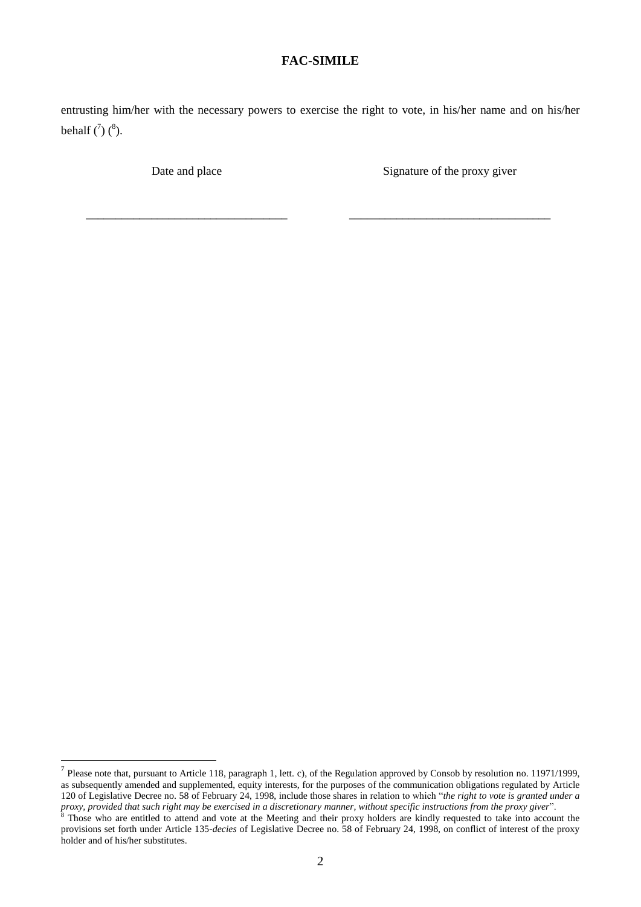**FAC-SIMILE**

entrusting him/her with the necessary powers to exercise the right to vote, in his/her name and on his/her behalf ([7]) ([8]).

| Date and place | Signature of the proxy giver |
|---|---|
| \_\_\_\_\_\_\_\_\_\_\_\_\_\_\_\_\_\_\_\_\_\_\_\_\_\_\_\_\_\_\_\_\_ | \_\_\_\_\_\_\_\_\_\_\_\_\_\_\_\_\_\_\_\_\_\_\_\_\_\_\_\_\_\_\_\_\_ |

---

[7] Please note that, pursuant to Article 118, paragraph 1, lett. c), of the Regulation approved by Consob by resolution no. 11971/1999, as subsequently amended and supplemented, equity interests, for the purposes of the communication obligations regulated by Article 120 of Legislative Decree no. 58 of February 24, 1998, include those shares in relation to which "*the right to vote is granted under a proxy, provided that such right may be exercised in a discretionary manner, without specific instructions from the proxy giver*".

[8] Those who are entitled to attend and vote at the Meeting and their proxy holders are kindly requested to take into account the provisions set forth under Article 135-*decies* of Legislative Decree no. 58 of February 24, 1998, on conflict of interest of the proxy holder and of his/her substitutes.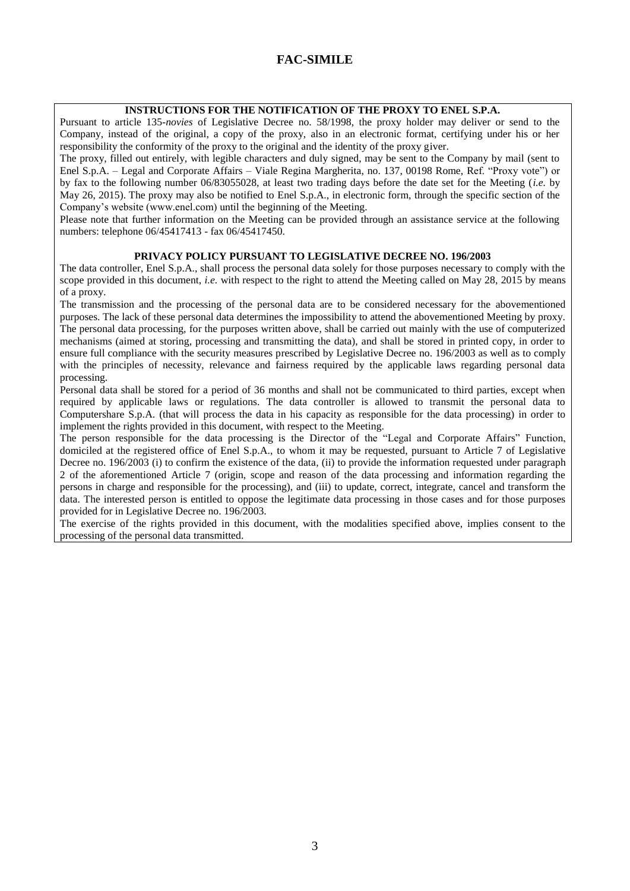# FAC-SIMILE

### INSTRUCTIONS FOR THE NOTIFICATION OF THE PROXY TO ENEL S.P.A.

Pursuant to article 135-*novies* of Legislative Decree no. 58/1998, the proxy holder may deliver or send to the Company, instead of the original, a copy of the proxy, also in an electronic format, certifying under his or her responsibility the conformity of the proxy to the original and the identity of the proxy giver.

The proxy, filled out entirely, with legible characters and duly signed, may be sent to the Company by mail (sent to Enel S.p.A. – Legal and Corporate Affairs – Viale Regina Margherita, no. 137, 00198 Rome, Ref. "Proxy vote") or by fax to the following number 06/83055028, at least two trading days before the date set for the Meeting (*i.e.* by May 26, 2015). The proxy may also be notified to Enel S.p.A., in electronic form, through the specific section of the Company's website (www.enel.com) until the beginning of the Meeting.

Please note that further information on the Meeting can be provided through an assistance service at the following numbers: telephone 06/45417413 - fax 06/45417450.

### PRIVACY POLICY PURSUANT TO LEGISLATIVE DECREE NO. 196/2003

The data controller, Enel S.p.A., shall process the personal data solely for those purposes necessary to comply with the scope provided in this document, *i.e.* with respect to the right to attend the Meeting called on May 28, 2015 by means of a proxy.

The transmission and the processing of the personal data are to be considered necessary for the abovementioned purposes. The lack of these personal data determines the impossibility to attend the abovementioned Meeting by proxy.

The personal data processing, for the purposes written above, shall be carried out mainly with the use of computerized mechanisms (aimed at storing, processing and transmitting the data), and shall be stored in printed copy, in order to ensure full compliance with the security measures prescribed by Legislative Decree no. 196/2003 as well as to comply with the principles of necessity, relevance and fairness required by the applicable laws regarding personal data processing.

Personal data shall be stored for a period of 36 months and shall not be communicated to third parties, except when required by applicable laws or regulations. The data controller is allowed to transmit the personal data to Computershare S.p.A. (that will process the data in his capacity as responsible for the data processing) in order to implement the rights provided in this document, with respect to the Meeting.

The person responsible for the data processing is the Director of the "Legal and Corporate Affairs" Function, domiciled at the registered office of Enel S.p.A., to whom it may be requested, pursuant to Article 7 of Legislative Decree no. 196/2003 (i) to confirm the existence of the data, (ii) to provide the information requested under paragraph 2 of the aforementioned Article 7 (origin, scope and reason of the data processing and information regarding the persons in charge and responsible for the processing), and (iii) to update, correct, integrate, cancel and transform the data. The interested person is entitled to oppose the legitimate data processing in those cases and for those purposes provided for in Legislative Decree no. 196/2003.

The exercise of the rights provided in this document, with the modalities specified above, implies consent to the processing of the personal data transmitted.